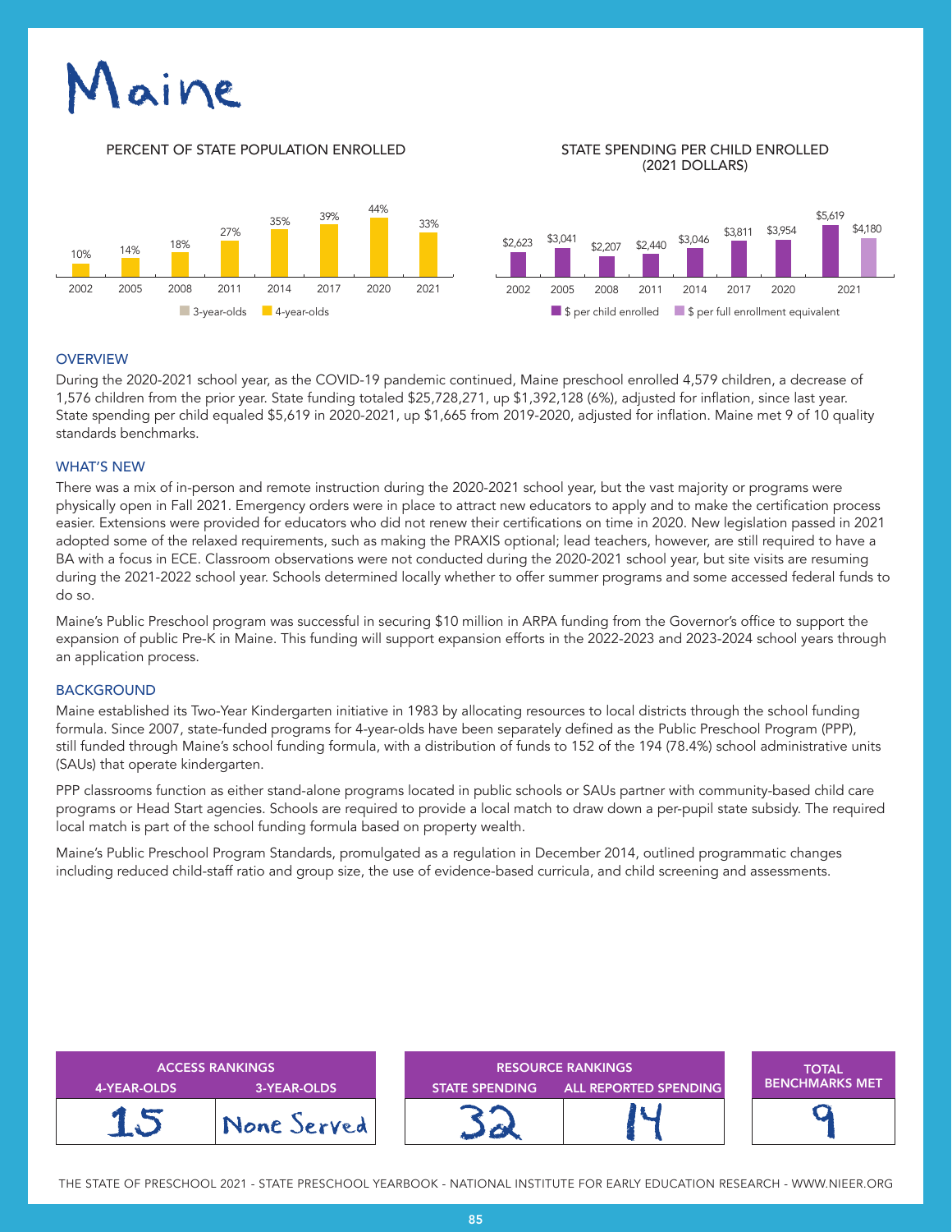# Maine

PERCENT OF STATE POPULATION ENROLLED

| Year | 2002 | 2005 | 2008 | 2011 | 2014 | 2017 | 2020 | 2021 |
|---|---|---|---|---|---|---|---|---|
| 4-year-olds | 10% | 14% | 18% | 27% | 35% | 39% | 44% | 33% |

■ 3-year-olds ■ 4-year-olds

STATE SPENDING PER CHILD ENROLLED (2021 DOLLARS)

| Year | 2002 | 2005 | 2008 | 2011 | 2014 | 2017 | 2020 | 2021 |
|---|---|---|---|---|---|---|---|---|
| $ per child enrolled | $2,623 | $3,041 | $2,207 | $2,440 | $3,046 | $3,811 | $3,954 | $5,619 |
| $ per full enrollment equivalent | | | | | | | | $4,180 |

■ $ per child enrolled ■ $ per full enrollment equivalent

## OVERVIEW

During the 2020-2021 school year, as the COVID-19 pandemic continued, Maine preschool enrolled 4,579 children, a decrease of 1,576 children from the prior year. State funding totaled $25,728,271, up $1,392,128 (6%), adjusted for inflation, since last year. State spending per child equaled $5,619 in 2020-2021, up $1,665 from 2019-2020, adjusted for inflation. Maine met 9 of 10 quality standards benchmarks.

## WHAT'S NEW

There was a mix of in-person and remote instruction during the 2020-2021 school year, but the vast majority or programs were physically open in Fall 2021. Emergency orders were in place to attract new educators to apply and to make the certification process easier. Extensions were provided for educators who did not renew their certifications on time in 2020. New legislation passed in 2021 adopted some of the relaxed requirements, such as making the PRAXIS optional; lead teachers, however, are still required to have a BA with a focus in ECE. Classroom observations were not conducted during the 2020-2021 school year, but site visits are resuming during the 2021-2022 school year. Schools determined locally whether to offer summer programs and some accessed federal funds to do so.

Maine's Public Preschool program was successful in securing $10 million in ARPA funding from the Governor's office to support the expansion of public Pre-K in Maine. This funding will support expansion efforts in the 2022-2023 and 2023-2024 school years through an application process.

## BACKGROUND

Maine established its Two-Year Kindergarten initiative in 1983 by allocating resources to local districts through the school funding formula. Since 2007, state-funded programs for 4-year-olds have been separately defined as the Public Preschool Program (PPP), still funded through Maine's school funding formula, with a distribution of funds to 152 of the 194 (78.4%) school administrative units (SAUs) that operate kindergarten.

PPP classrooms function as either stand-alone programs located in public schools or SAUs partner with community-based child care programs or Head Start agencies. Schools are required to provide a local match to draw down a per-pupil state subsidy. The required local match is part of the school funding formula based on property wealth.

Maine's Public Preschool Program Standards, promulgated as a regulation in December 2014, outlined programmatic changes including reduced child-staff ratio and group size, the use of evidence-based curricula, and child screening and assessments.

| ACCESS RANKINGS | | RESOURCE RANKINGS | | TOTAL BENCHMARKS MET |
|---|---|---|---|---|
| 4-YEAR-OLDS | 3-YEAR-OLDS | STATE SPENDING | ALL REPORTED SPENDING | |
| 15 | None Served | 32 | 14 | 9 |

THE STATE OF PRESCHOOL 2021 - STATE PRESCHOOL YEARBOOK - NATIONAL INSTITUTE FOR EARLY EDUCATION RESEARCH - WWW.NIEER.ORG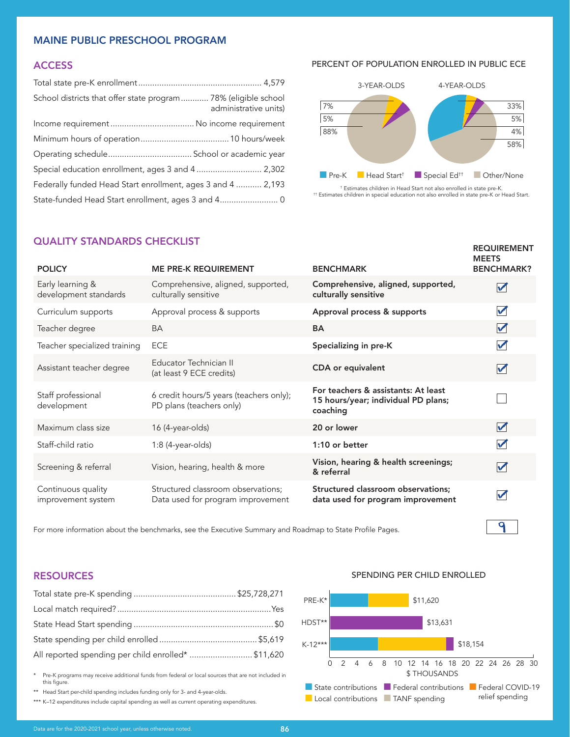## MAINE PUBLIC PRESCHOOL PROGRAM

### ACCESS

Total state pre-K enrollment .................................................... 4,579

School districts that offer state program ............ 78% (eligible school administrative units)

Income requirement .................................... No income requirement

Minimum hours of operation ...................................... 10 hours/week

Operating schedule .................................... School or academic year

Special education enrollment, ages 3 and 4 ............................ 2,302

Federally funded Head Start enrollment, ages 3 and 4 ........... 2,193

State-funded Head Start enrollment, ages 3 and 4......................... 0

PERCENT OF POPULATION ENROLLED IN PUBLIC ECE

3-YEAR-OLDS

7%
5%
88%

4-YEAR-OLDS

33%
5%
4%
58%

Pre-K  Head Start†  Special Ed††  Other/None

† Estimates children in Head Start not also enrolled in state pre-K.
†† Estimates children in special education not also enrolled in state pre-K or Head Start.

### QUALITY STANDARDS CHECKLIST

| POLICY | ME PRE-K REQUIREMENT | BENCHMARK | REQUIREMENT MEETS BENCHMARK? |
|---|---|---|---|
| Early learning & development standards | Comprehensive, aligned, supported, culturally sensitive | **Comprehensive, aligned, supported, culturally sensitive** | ☑ |
| Curriculum supports | Approval process & supports | **Approval process & supports** | ☑ |
| Teacher degree | BA | **BA** | ☑ |
| Teacher specialized training | ECE | **Specializing in pre-K** | ☑ |
| Assistant teacher degree | Educator Technician II (at least 9 ECE credits) | **CDA or equivalent** | ☑ |
| Staff professional development | 6 credit hours/5 years (teachers only); PD plans (teachers only) | **For teachers & assistants: At least 15 hours/year; individual PD plans; coaching** | ☐ |
| Maximum class size | 16 (4-year-olds) | **20 or lower** | ☑ |
| Staff-child ratio | 1:8 (4-year-olds) | **1:10 or better** | ☑ |
| Screening & referral | Vision, hearing, health & more | **Vision, hearing & health screenings; & referral** | ☑ |
| Continuous quality improvement system | Structured classroom observations; Data used for program improvement | **Structured classroom observations; data used for program improvement** | ☑ |

For more information about the benchmarks, see the Executive Summary and Roadmap to State Profile Pages.

9

### RESOURCES

Total state pre-K spending ........................................... $25,728,271

Local match required? .................................................................Yes

State Head Start spending ............................................................$0

State spending per child enrolled .......................................... $5,619

All reported spending per child enrolled* ........................... $11,620

\* Pre-K programs may receive additional funds from federal or local sources that are not included in this figure.

\*\* Head Start per-child spending includes funding only for 3- and 4-year-olds.

\*\*\* K–12 expenditures include capital spending as well as current operating expenditures.

SPENDING PER CHILD ENROLLED

PRE-K* $11,620
HDST** $13,631
K-12*** $18,154

0 2 4 6 8 10 12 14 16 18 20 22 24 26 28 30
$ THOUSANDS

State contributions  Federal contributions  Federal COVID-19 relief spending  Local contributions  TANF spending

Data are for the 2020-2021 school year, unless otherwise noted.